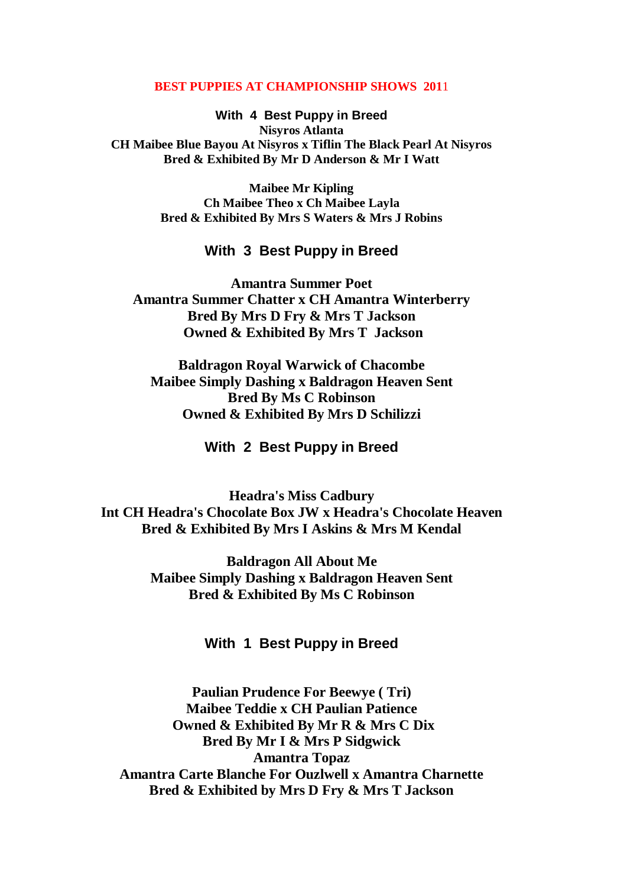# BEST PUPPIES AT CHAMPIONSHIP SHOWS 2011

## With 4 Best Puppy in Breed

**Nisyros Atlanta**
**CH Maibee Blue Bayou At Nisyros x Tiflin The Black Pearl At Nisyros**
**Bred & Exhibited By Mr D Anderson & Mr I Watt**

**Maibee Mr Kipling**
**Ch Maibee Theo x Ch Maibee Layla**
**Bred & Exhibited By Mrs S Waters & Mrs J Robins**

## With 3 Best Puppy in Breed

**Amantra Summer Poet**
**Amantra Summer Chatter x CH Amantra Winterberry**
**Bred By Mrs D Fry & Mrs T Jackson**
**Owned & Exhibited By Mrs T Jackson**

**Baldragon Royal Warwick of Chacombe**
**Maibee Simply Dashing x Baldragon Heaven Sent**
**Bred By Ms C Robinson**
**Owned & Exhibited By Mrs D Schilizzi**

## With 2 Best Puppy in Breed

**Headra's Miss Cadbury**
**Int CH Headra's Chocolate Box JW x Headra's Chocolate Heaven**
**Bred & Exhibited By Mrs I Askins & Mrs M Kendal**

**Baldragon All About Me**
**Maibee Simply Dashing x Baldragon Heaven Sent**
**Bred & Exhibited By Ms C Robinson**

## With 1 Best Puppy in Breed

**Paulian Prudence For Beewye ( Tri)**
**Maibee Teddie x CH Paulian Patience**
**Owned & Exhibited By Mr R & Mrs C Dix**
**Bred By Mr I & Mrs P Sidgwick**

**Amantra Topaz**
**Amantra Carte Blanche For Ouzlwell x Amantra Charnette**
**Bred & Exhibited by Mrs D Fry & Mrs T Jackson**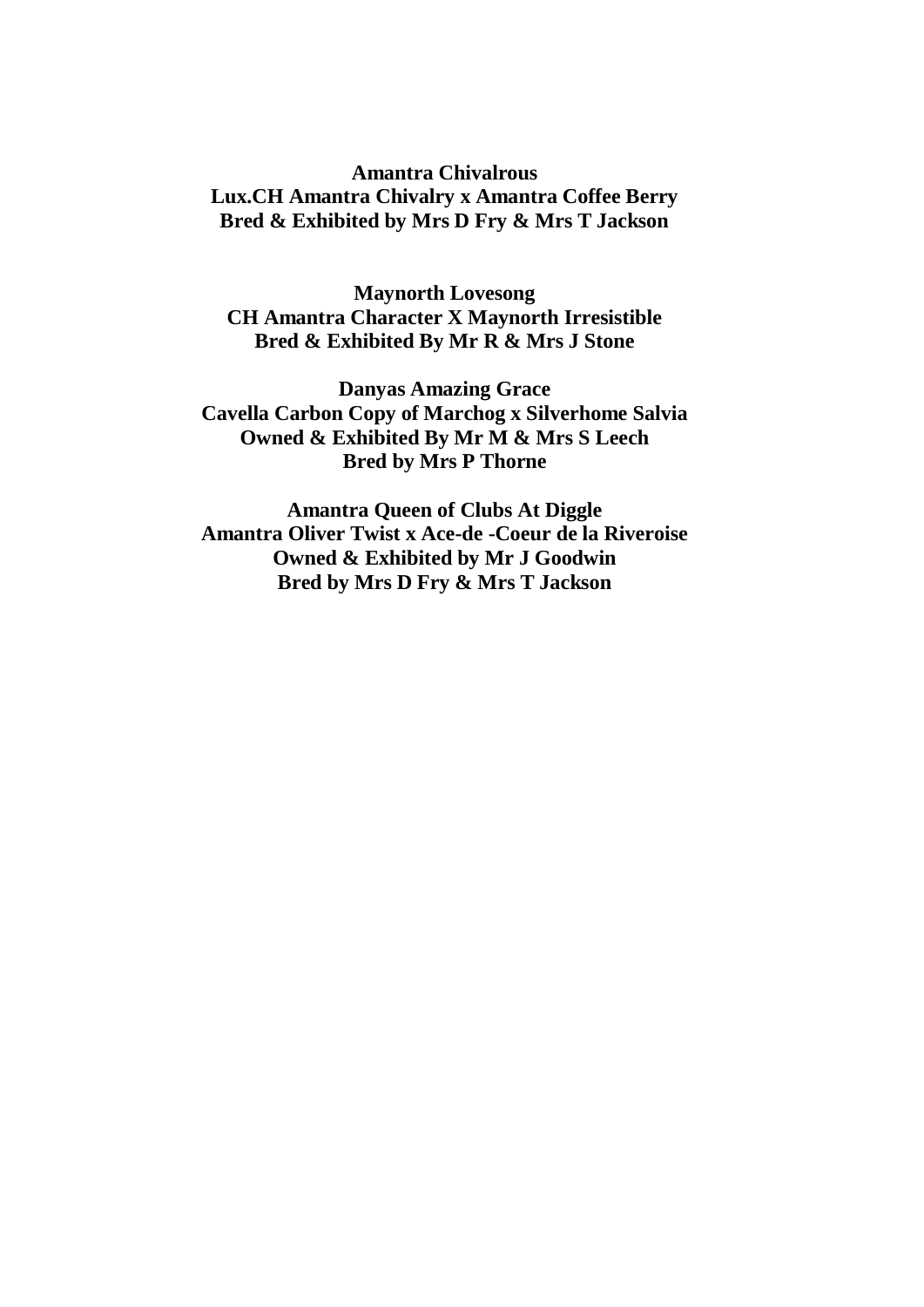**Amantra Chivalrous**
**Lux.CH Amantra Chivalry x Amantra Coffee Berry**
**Bred & Exhibited by Mrs D Fry & Mrs T Jackson**

**Maynorth Lovesong**
**CH Amantra Character X Maynorth Irresistible**
**Bred & Exhibited By Mr R & Mrs J Stone**

**Danyas Amazing Grace**
**Cavella Carbon Copy of Marchog x Silverhome Salvia**
**Owned & Exhibited By Mr M & Mrs S Leech**
**Bred by Mrs P Thorne**

**Amantra Queen of Clubs At Diggle**
**Amantra Oliver Twist x Ace-de -Coeur de la Riveroise**
**Owned & Exhibited by Mr J Goodwin**
**Bred by Mrs D Fry & Mrs T Jackson**